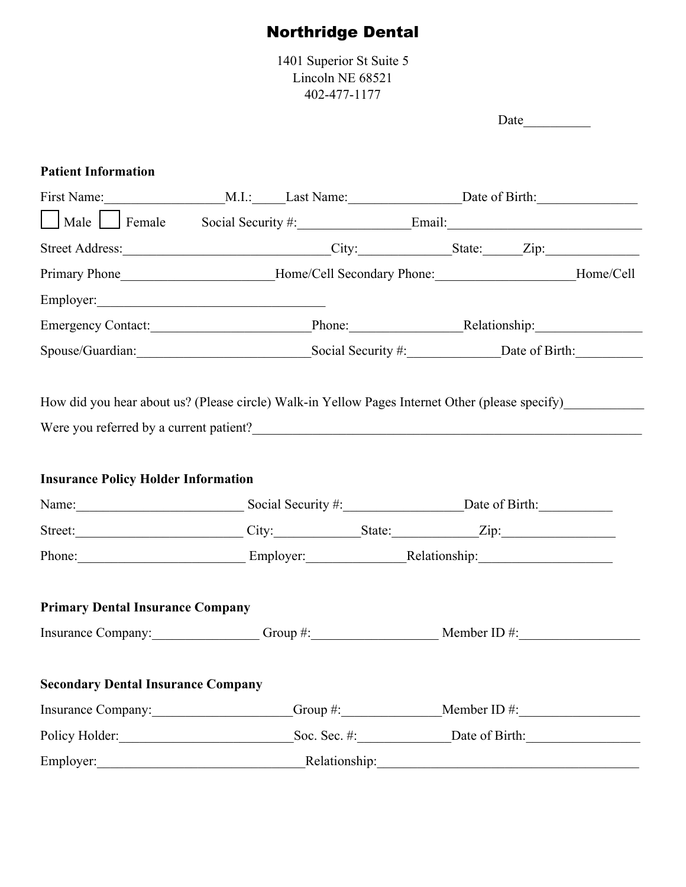# Northridge Dental

1401 Superior St Suite 5
Lincoln NE 68521
402-477-1177

Date__________

**Patient Information**

First Name:__________________M.I.:_____Last Name:_________________Date of Birth:_______________

☐ Male ☐ Female Social Security #:_________________Email:______________________________

Street Address:_______________________________City:______________State:______Zip:______________

Primary Phone_______________________Home/Cell Secondary Phone:____________________Home/Cell

Employer:___________________________________

Emergency Contact:_________________________Phone:_________________Relationship:________________

Spouse/Guardian:__________________________Social Security #:______________Date of Birth:__________

How did you hear about us? (Please circle) Walk-in Yellow Pages Internet Other (please specify)____________

Were you referred by a current patient?_____________________________________________________________

**Insurance Policy Holder Information**

Name:_________________________ Social Security #:__________________Date of Birth:___________

Street:_________________________ City:_____________State:_____________Zip:_________________

Phone:_________________________ Employer:_______________Relationship:____________________

**Primary Dental Insurance Company**

Insurance Company:________________ Group #:___________________ Member ID #:__________________

**Secondary Dental Insurance Company**

Insurance Company:_____________________Group #:_______________Member ID #:__________________

Policy Holder:__________________________Soc. Sec. #:______________Date of Birth:_________________

Employer:_______________________________Relationship:_______________________________________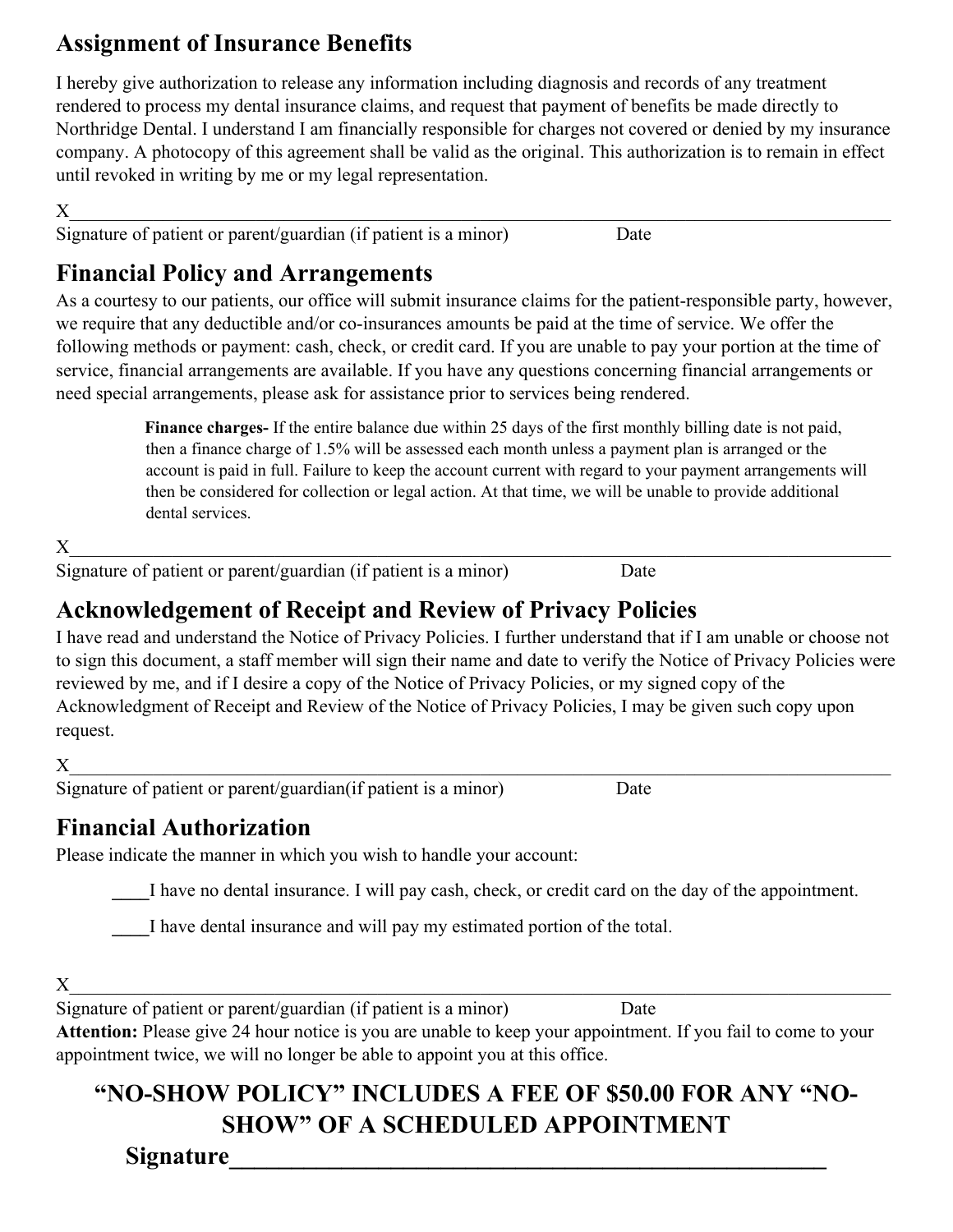## Assignment of Insurance Benefits

I hereby give authorization to release any information including diagnosis and records of any treatment rendered to process my dental insurance claims, and request that payment of benefits be made directly to Northridge Dental. I understand I am financially responsible for charges not covered or denied by my insurance company. A photocopy of this agreement shall be valid as the original. This authorization is to remain in effect until revoked in writing by me or my legal representation.

X_______________________________________________________________________________

Signature of patient or parent/guardian (if patient is a minor) Date

## Financial Policy and Arrangements

As a courtesy to our patients, our office will submit insurance claims for the patient-responsible party, however, we require that any deductible and/or co-insurances amounts be paid at the time of service. We offer the following methods or payment: cash, check, or credit card. If you are unable to pay your portion at the time of service, financial arrangements are available. If you have any questions concerning financial arrangements or need special arrangements, please ask for assistance prior to services being rendered.

> **Finance charges-** If the entire balance due within 25 days of the first monthly billing date is not paid, then a finance charge of 1.5% will be assessed each month unless a payment plan is arranged or the account is paid in full. Failure to keep the account current with regard to your payment arrangements will then be considered for collection or legal action. At that time, we will be unable to provide additional dental services.

X_______________________________________________________________________________

Signature of patient or parent/guardian (if patient is a minor) Date

## Acknowledgement of Receipt and Review of Privacy Policies

I have read and understand the Notice of Privacy Policies. I further understand that if I am unable or choose not to sign this document, a staff member will sign their name and date to verify the Notice of Privacy Policies were reviewed by me, and if I desire a copy of the Notice of Privacy Policies, or my signed copy of the Acknowledgment of Receipt and Review of the Notice of Privacy Policies, I may be given such copy upon request.

X_______________________________________________________________________________

Signature of patient or parent/guardian(if patient is a minor) Date

## Financial Authorization

Please indicate the manner in which you wish to handle your account:

____I have no dental insurance. I will pay cash, check, or credit card on the day of the appointment.

____I have dental insurance and will pay my estimated portion of the total.

X_______________________________________________________________________________

Signature of patient or parent/guardian (if patient is a minor) Date

**Attention:** Please give 24 hour notice is you are unable to keep your appointment. If you fail to come to your appointment twice, we will no longer be able to appoint you at this office.

## "NO-SHOW POLICY" INCLUDES A FEE OF $50.00 FOR ANY "NO-SHOW" OF A SCHEDULED APPOINTMENT

**Signature**__________________________________________________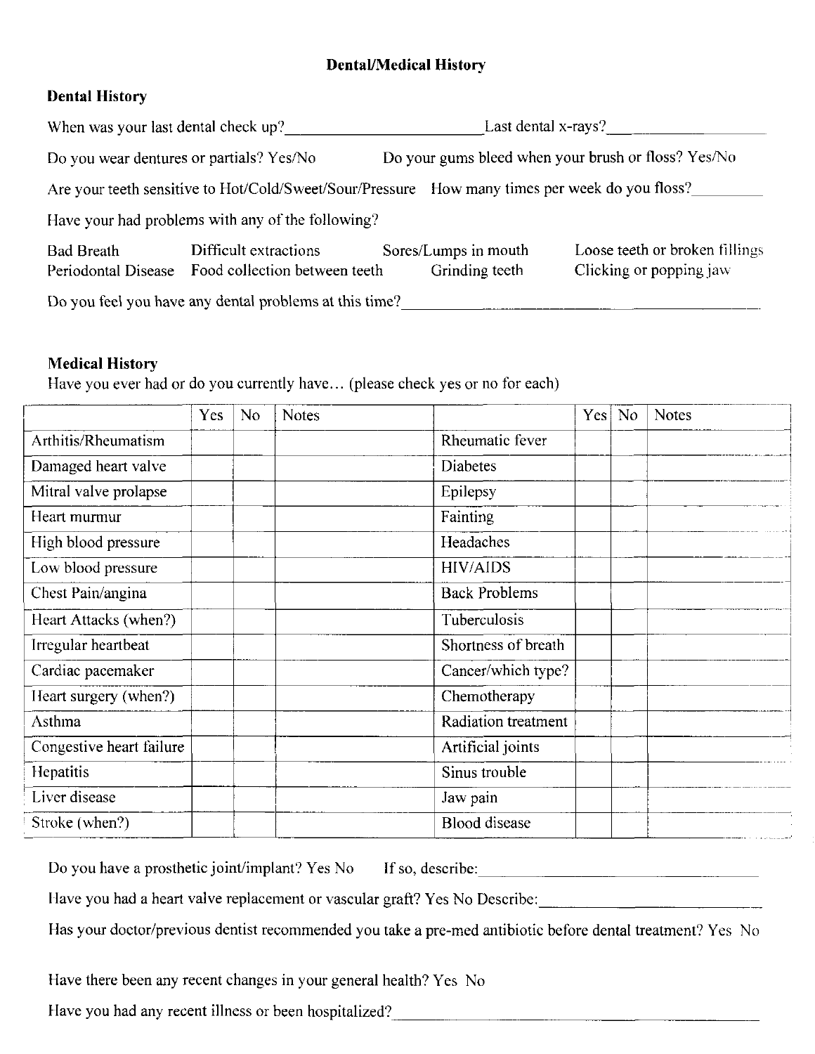# Dental/Medical History

## Dental History

When was your last dental check up?______________________ Last dental x-rays?__________________

Do you wear dentures or partials? Yes/No  Do your gums bleed when your brush or floss? Yes/No

Are your teeth sensitive to Hot/Cold/Sweet/Sour/Pressure  How many times per week do you floss?________

Have your had problems with any of the following?

| | | | |
|---|---|---|---|
| Bad Breath | Difficult extractions | Sores/Lumps in mouth | Loose teeth or broken fillings |
| Periodontal Disease | Food collection between teeth | Grinding teeth | Clicking or popping jaw |

Do you feel you have any dental problems at this time?_________________________________________

## Medical History

Have you ever had or do you currently have… (please check yes or no for each)

| | Yes | No | Notes | | Yes | No | Notes |
|---|---|---|---|---|---|---|---|
| Arthitis/Rheumatism | | | | Rheumatic fever | | | |
| Damaged heart valve | | | | Diabetes | | | |
| Mitral valve prolapse | | | | Epilepsy | | | |
| Heart murmur | | | | Fainting | | | |
| High blood pressure | | | | Headaches | | | |
| Low blood pressure | | | | HIV/AIDS | | | |
| Chest Pain/angina | | | | Back Problems | | | |
| Heart Attacks (when?) | | | | Tuberculosis | | | |
| Irregular heartbeat | | | | Shortness of breath | | | |
| Cardiac pacemaker | | | | Cancer/which type? | | | |
| Heart surgery (when?) | | | | Chemotherapy | | | |
| Asthma | | | | Radiation treatment | | | |
| Congestive heart failure | | | | Artificial joints | | | |
| Hepatitis | | | | Sinus trouble | | | |
| Liver disease | | | | Jaw pain | | | |
| Stroke (when?) | | | | Blood disease | | | |

Do you have a prosthetic joint/implant? Yes No  If so, describe:_______________________________

Have you had a heart valve replacement or vascular graft? Yes No Describe:__________________________

Has your doctor/previous dentist recommended you take a pre-med antibiotic before dental treatment? Yes No

Have there been any recent changes in your general health? Yes No

Have you had any recent illness or been hospitalized?_________________________________________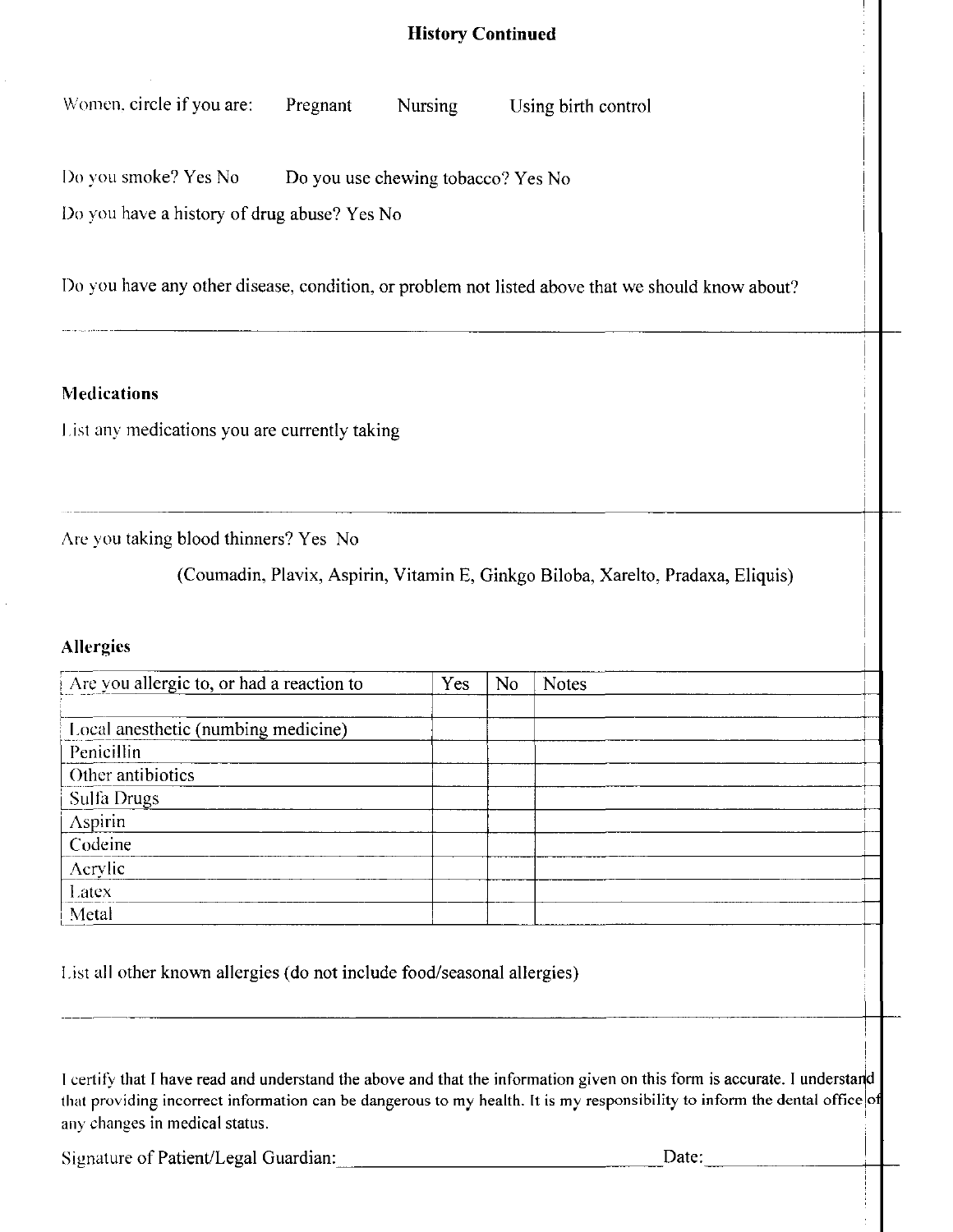## History Continued

Women, circle if you are: Pregnant Nursing Using birth control

Do you smoke? Yes No Do you use chewing tobacco? Yes No

Do you have a history of drug abuse? Yes No

Do you have any other disease, condition, or problem not listed above that we should know about?

---

### Medications

List any medications you are currently taking

---

Are you taking blood thinners? Yes No

(Coumadin, Plavix, Aspirin, Vitamin E, Ginkgo Biloba, Xarelto, Pradaxa, Eliquis)

### Allergies

| Are you allergic to, or had a reaction to | Yes | No | Notes |
|---|---|---|---|
| | | | |
| Local anesthetic (numbing medicine) | | | |
| Penicillin | | | |
| Other antibiotics | | | |
| Sulfa Drugs | | | |
| Aspirin | | | |
| Codeine | | | |
| Acrylic | | | |
| Latex | | | |
| Metal | | | |

List all other known allergies (do not include food/seasonal allergies)

---

I certify that I have read and understand the above and that the information given on this form is accurate. I understand that providing incorrect information can be dangerous to my health. It is my responsibility to inform the dental office of any changes in medical status.

Signature of Patient/Legal Guardian: ______________________ Date: __________